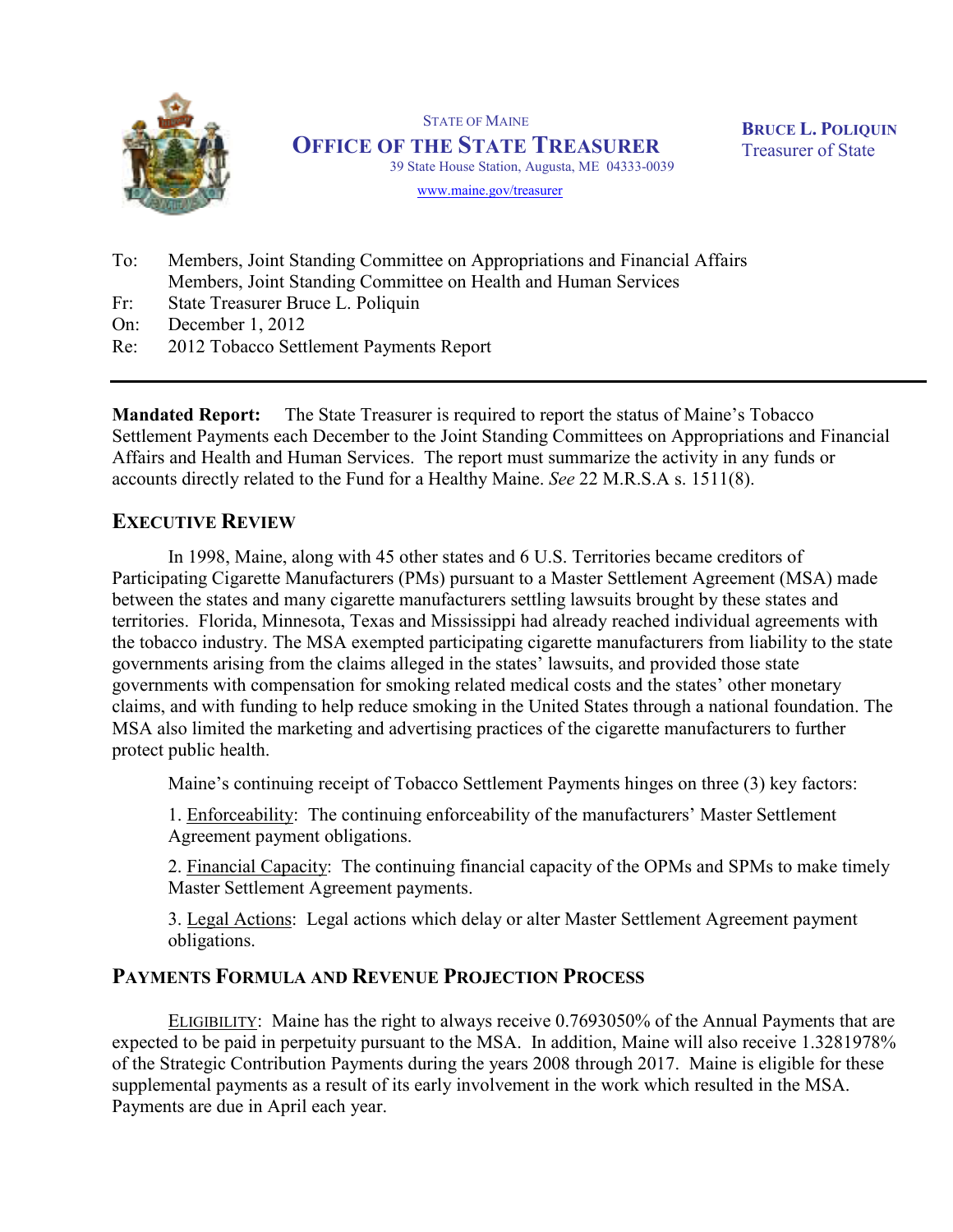STATE OF MAINE

# OFFICE OF THE STATE TREASURER

39 State House Station, Augusta, ME 04333-0039

www.maine.gov/treasurer

**BRUCE L. POLIQUIN**
Treasurer of State

To: Members, Joint Standing Committee on Appropriations and Financial Affairs
Members, Joint Standing Committee on Health and Human Services
Fr: State Treasurer Bruce L. Poliquin
On: December 1, 2012
Re: 2012 Tobacco Settlement Payments Report

---

**Mandated Report:** The State Treasurer is required to report the status of Maine's Tobacco Settlement Payments each December to the Joint Standing Committees on Appropriations and Financial Affairs and Health and Human Services. The report must summarize the activity in any funds or accounts directly related to the Fund for a Healthy Maine. *See* 22 M.R.S.A s. 1511(8).

## EXECUTIVE REVIEW

In 1998, Maine, along with 45 other states and 6 U.S. Territories became creditors of Participating Cigarette Manufacturers (PMs) pursuant to a Master Settlement Agreement (MSA) made between the states and many cigarette manufacturers settling lawsuits brought by these states and territories. Florida, Minnesota, Texas and Mississippi had already reached individual agreements with the tobacco industry. The MSA exempted participating cigarette manufacturers from liability to the state governments arising from the claims alleged in the states' lawsuits, and provided those state governments with compensation for smoking related medical costs and the states' other monetary claims, and with funding to help reduce smoking in the United States through a national foundation. The MSA also limited the marketing and advertising practices of the cigarette manufacturers to further protect public health.

Maine's continuing receipt of Tobacco Settlement Payments hinges on three (3) key factors:

1. Enforceability: The continuing enforceability of the manufacturers' Master Settlement Agreement payment obligations.

2. Financial Capacity: The continuing financial capacity of the OPMs and SPMs to make timely Master Settlement Agreement payments.

3. Legal Actions: Legal actions which delay or alter Master Settlement Agreement payment obligations.

## PAYMENTS FORMULA AND REVENUE PROJECTION PROCESS

ELIGIBILITY: Maine has the right to always receive 0.7693050% of the Annual Payments that are expected to be paid in perpetuity pursuant to the MSA. In addition, Maine will also receive 1.3281978% of the Strategic Contribution Payments during the years 2008 through 2017. Maine is eligible for these supplemental payments as a result of its early involvement in the work which resulted in the MSA. Payments are due in April each year.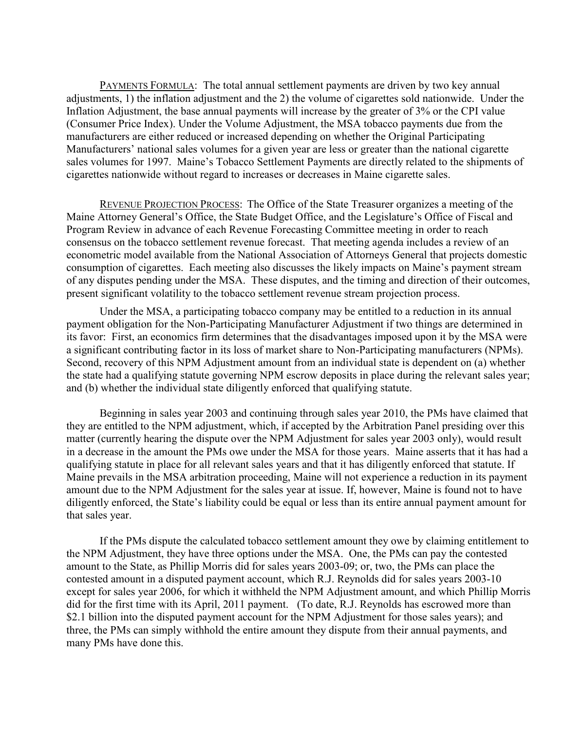PAYMENTS FORMULA: The total annual settlement payments are driven by two key annual adjustments, 1) the inflation adjustment and the 2) the volume of cigarettes sold nationwide. Under the Inflation Adjustment, the base annual payments will increase by the greater of 3% or the CPI value (Consumer Price Index). Under the Volume Adjustment, the MSA tobacco payments due from the manufacturers are either reduced or increased depending on whether the Original Participating Manufacturers' national sales volumes for a given year are less or greater than the national cigarette sales volumes for 1997. Maine's Tobacco Settlement Payments are directly related to the shipments of cigarettes nationwide without regard to increases or decreases in Maine cigarette sales.

REVENUE PROJECTION PROCESS: The Office of the State Treasurer organizes a meeting of the Maine Attorney General's Office, the State Budget Office, and the Legislature's Office of Fiscal and Program Review in advance of each Revenue Forecasting Committee meeting in order to reach consensus on the tobacco settlement revenue forecast. That meeting agenda includes a review of an econometric model available from the National Association of Attorneys General that projects domestic consumption of cigarettes. Each meeting also discusses the likely impacts on Maine's payment stream of any disputes pending under the MSA. These disputes, and the timing and direction of their outcomes, present significant volatility to the tobacco settlement revenue stream projection process.

Under the MSA, a participating tobacco company may be entitled to a reduction in its annual payment obligation for the Non-Participating Manufacturer Adjustment if two things are determined in its favor: First, an economics firm determines that the disadvantages imposed upon it by the MSA were a significant contributing factor in its loss of market share to Non-Participating manufacturers (NPMs). Second, recovery of this NPM Adjustment amount from an individual state is dependent on (a) whether the state had a qualifying statute governing NPM escrow deposits in place during the relevant sales year; and (b) whether the individual state diligently enforced that qualifying statute.

Beginning in sales year 2003 and continuing through sales year 2010, the PMs have claimed that they are entitled to the NPM adjustment, which, if accepted by the Arbitration Panel presiding over this matter (currently hearing the dispute over the NPM Adjustment for sales year 2003 only), would result in a decrease in the amount the PMs owe under the MSA for those years. Maine asserts that it has had a qualifying statute in place for all relevant sales years and that it has diligently enforced that statute. If Maine prevails in the MSA arbitration proceeding, Maine will not experience a reduction in its payment amount due to the NPM Adjustment for the sales year at issue. If, however, Maine is found not to have diligently enforced, the State's liability could be equal or less than its entire annual payment amount for that sales year.

If the PMs dispute the calculated tobacco settlement amount they owe by claiming entitlement to the NPM Adjustment, they have three options under the MSA. One, the PMs can pay the contested amount to the State, as Phillip Morris did for sales years 2003-09; or, two, the PMs can place the contested amount in a disputed payment account, which R.J. Reynolds did for sales years 2003-10 except for sales year 2006, for which it withheld the NPM Adjustment amount, and which Phillip Morris did for the first time with its April, 2011 payment. (To date, R.J. Reynolds has escrowed more than $2.1 billion into the disputed payment account for the NPM Adjustment for those sales years); and three, the PMs can simply withhold the entire amount they dispute from their annual payments, and many PMs have done this.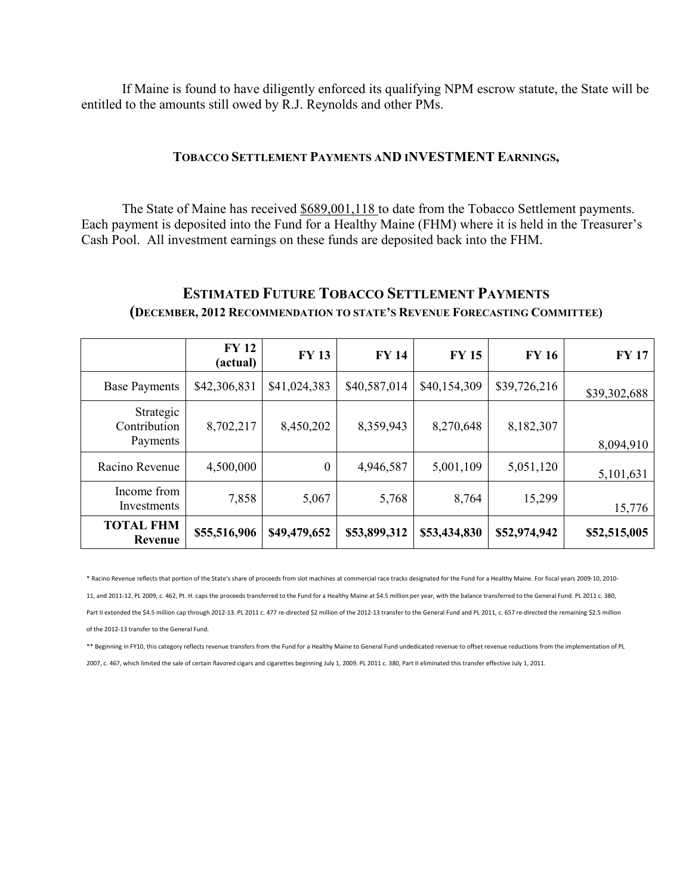If Maine is found to have diligently enforced its qualifying NPM escrow statute, the State will be entitled to the amounts still owed by R.J. Reynolds and other PMs.

### TOBACCO SETTLEMENT PAYMENTS AND INVESTMENT EARNINGS,

The State of Maine has received $689,001,118 to date from the Tobacco Settlement payments. Each payment is deposited into the Fund for a Healthy Maine (FHM) where it is held in the Treasurer's Cash Pool. All investment earnings on these funds are deposited back into the FHM.

## ESTIMATED FUTURE TOBACCO SETTLEMENT PAYMENTS
### (DECEMBER, 2012 RECOMMENDATION TO STATE'S REVENUE FORECASTING COMMITTEE)

| | FY 12 (actual) | FY 13 | FY 14 | FY 15 | FY 16 | FY 17 |
|---|---|---|---|---|---|---|
| Base Payments | $42,306,831 | $41,024,383 | $40,587,014 | $40,154,309 | $39,726,216 | $39,302,688 |
| Strategic Contribution Payments | 8,702,217 | 8,450,202 | 8,359,943 | 8,270,648 | 8,182,307 | 8,094,910 |
| Racino Revenue | 4,500,000 | 0 | 4,946,587 | 5,001,109 | 5,051,120 | 5,101,631 |
| Income from Investments | 7,858 | 5,067 | 5,768 | 8,764 | 15,299 | 15,776 |
| **TOTAL FHM Revenue** | **$55,516,906** | **$49,479,652** | **$53,899,312** | **$53,434,830** | **$52,974,942** | **$52,515,005** |

* Racino Revenue reflects that portion of the State's share of proceeds from slot machines at commercial race tracks designated for the Fund for a Healthy Maine. For fiscal years 2009-10, 2010-11, and 2011-12, PL 2009, c. 462, Pt. H. caps the proceeds transferred to the Fund for a Healthy Maine at $4.5 million per year, with the balance transferred to the General Fund. PL 2011 c. 380, Part II extended the $4.5 million cap through 2012-13. PL 2011 c. 477 re-directed $2 million of the 2012-13 transfer to the General Fund and PL 2011, c. 657 re-directed the remaining $2.5 million of the 2012-13 transfer to the General Fund.

** Beginning in FY10, this category reflects revenue transfers from the Fund for a Healthy Maine to General Fund undedicated revenue to offset revenue reductions from the implementation of PL 2007, c. 467, which limited the sale of certain flavored cigars and cigarettes beginning July 1, 2009. PL 2011 c. 380, Part II eliminated this transfer effective July 1, 2011.